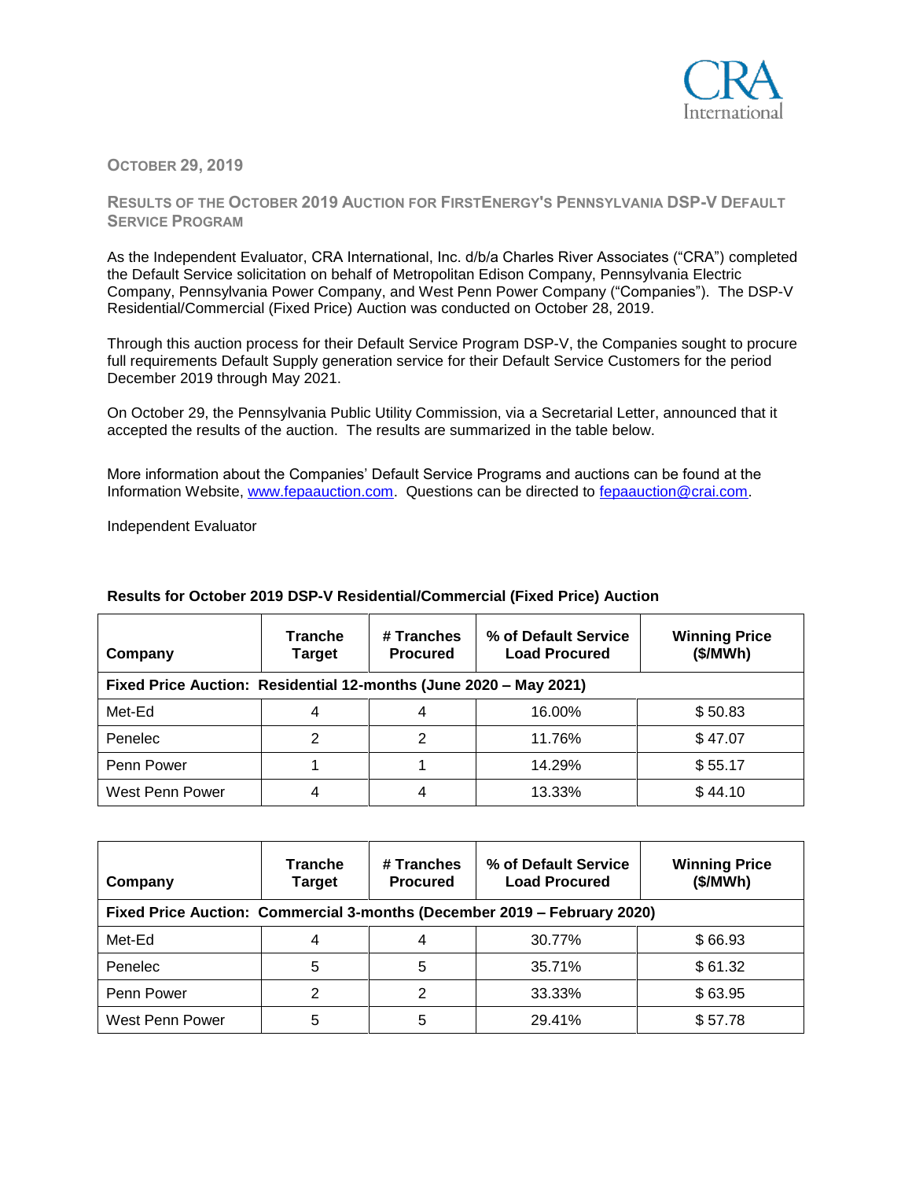CRA International

OCTOBER 29, 2019

## RESULTS OF THE OCTOBER 2019 AUCTION FOR FIRSTENERGY'S PENNSYLVANIA DSP-V DEFAULT SERVICE PROGRAM

As the Independent Evaluator, CRA International, Inc. d/b/a Charles River Associates ("CRA") completed the Default Service solicitation on behalf of Metropolitan Edison Company, Pennsylvania Electric Company, Pennsylvania Power Company, and West Penn Power Company ("Companies"). The DSP-V Residential/Commercial (Fixed Price) Auction was conducted on October 28, 2019.

Through this auction process for their Default Service Program DSP-V, the Companies sought to procure full requirements Default Supply generation service for their Default Service Customers for the period December 2019 through May 2021.

On October 29, the Pennsylvania Public Utility Commission, via a Secretarial Letter, announced that it accepted the results of the auction. The results are summarized in the table below.

More information about the Companies' Default Service Programs and auctions can be found at the Information Website, [www.fepaauction.com](http://www.fepaauction.com). Questions can be directed to [fepaauction@crai.com](mailto:fepaauction@crai.com).

Independent Evaluator

**Results for October 2019 DSP-V Residential/Commercial (Fixed Price) Auction**

| Company | Tranche Target | # Tranches Procured | % of Default Service Load Procured | Winning Price ($/MWh) |
|---|---|---|---|---|
| **Fixed Price Auction: Residential 12-months (June 2020 – May 2021)** | | | | |
| Met-Ed | 4 | 4 | 16.00% | $ 50.83 |
| Penelec | 2 | 2 | 11.76% | $ 47.07 |
| Penn Power | 1 | 1 | 14.29% | $ 55.17 |
| West Penn Power | 4 | 4 | 13.33% | $ 44.10 |

| Company | Tranche Target | # Tranches Procured | % of Default Service Load Procured | Winning Price ($/MWh) |
|---|---|---|---|---|
| **Fixed Price Auction: Commercial 3-months (December 2019 – February 2020)** | | | | |
| Met-Ed | 4 | 4 | 30.77% | $ 66.93 |
| Penelec | 5 | 5 | 35.71% | $ 61.32 |
| Penn Power | 2 | 2 | 33.33% | $ 63.95 |
| West Penn Power | 5 | 5 | 29.41% | $ 57.78 |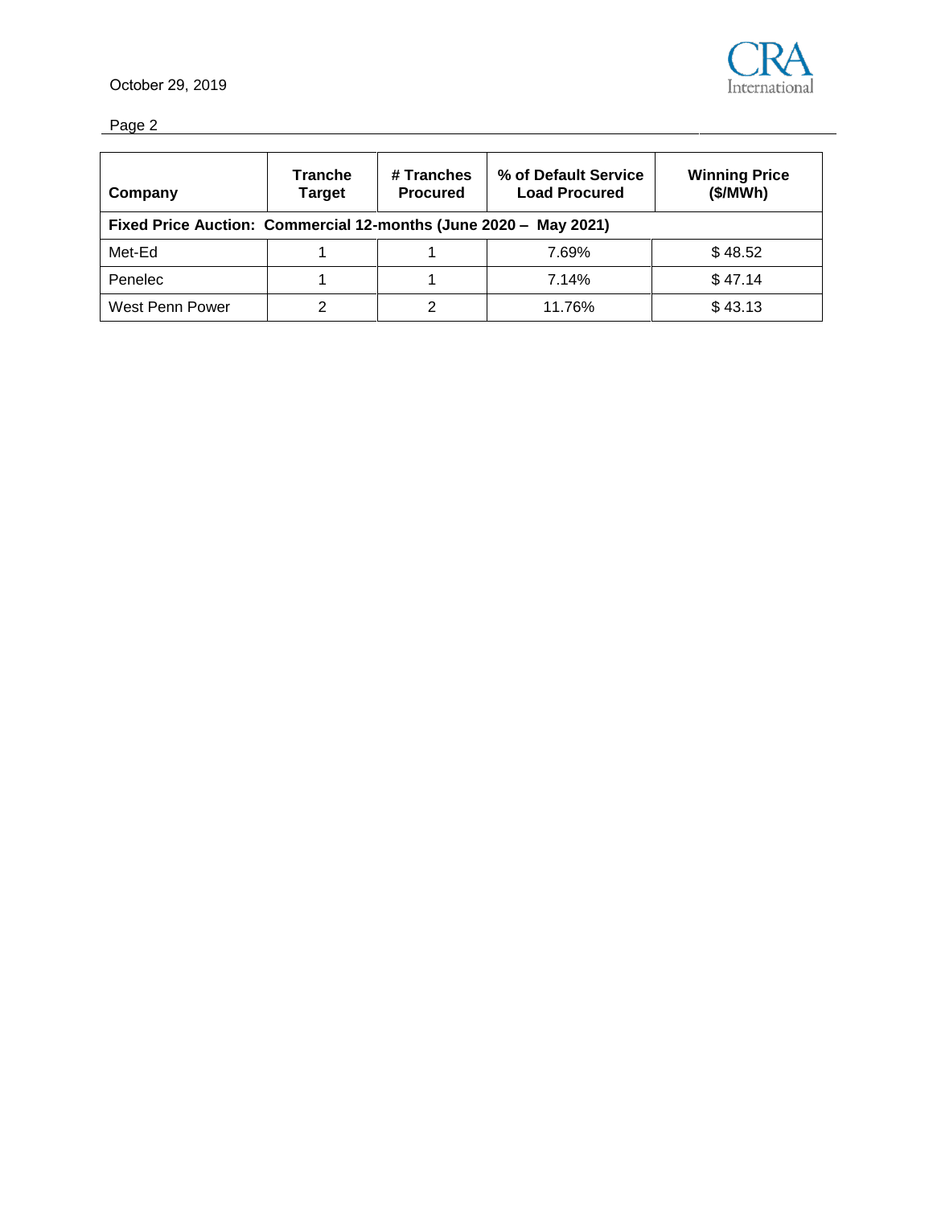| Company | Tranche Target | # Tranches Procured | % of Default Service Load Procured | Winning Price ($/MWh) |
|---|---|---|---|---|
| **Fixed Price Auction: Commercial 12-months (June 2020 – May 2021)** | | | | |
| Met-Ed | 1 | 1 | 7.69% | $ 48.52 |
| Penelec | 1 | 1 | 7.14% | $ 47.14 |
| West Penn Power | 2 | 2 | 11.76% | $ 43.13 |